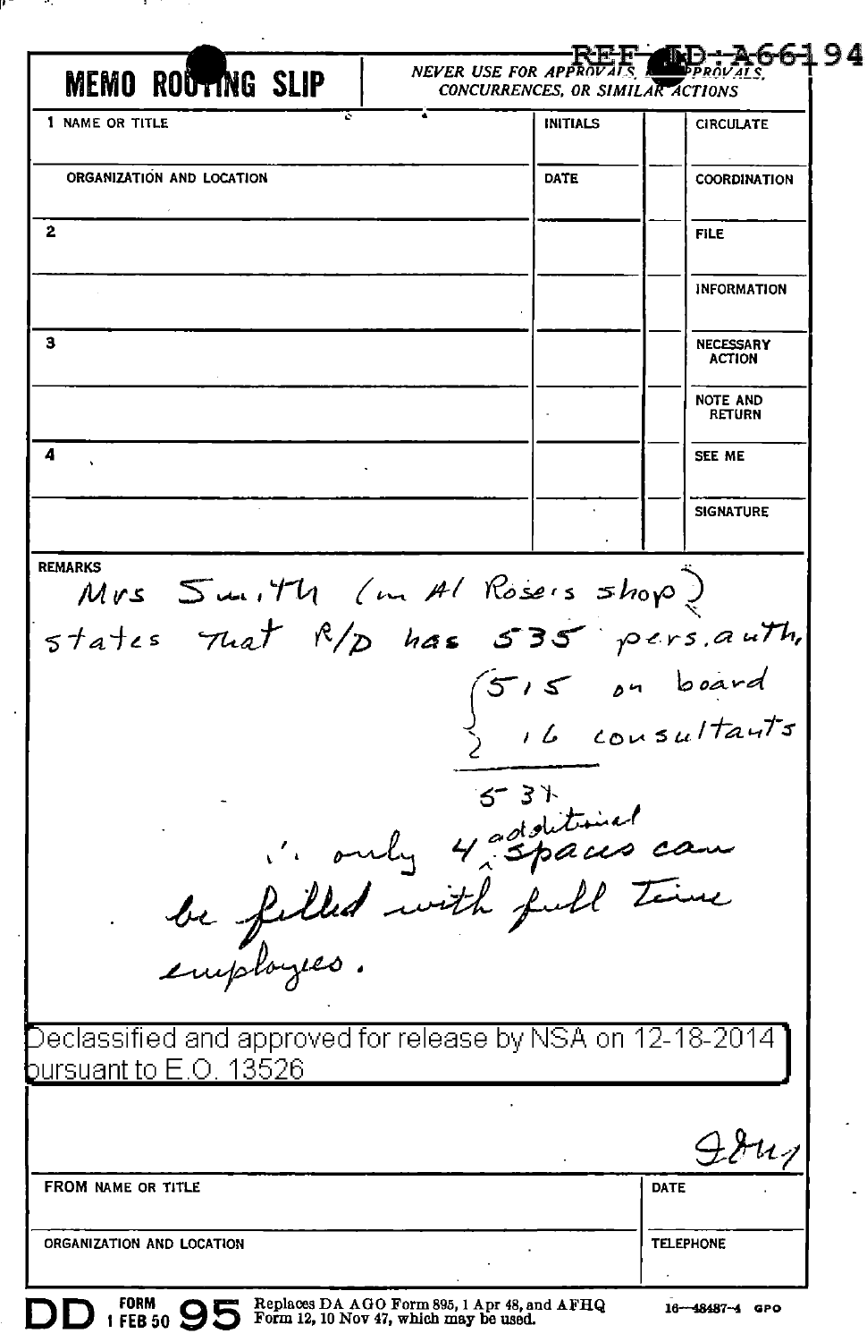REF ID:A66194

# MEMO ROUTING SLIP

NEVER USE FOR APPROVALS, DISAPPROVALS, CONCURRENCES, OR SIMILAR ACTIONS

| | NAME OR TITLE | INITIALS | | |
|---|---|---|---|---|
| 1 | | | | CIRCULATE |
| | ORGANIZATION AND LOCATION | DATE | | COORDINATION |
| 2 | | | | FILE |
| | | | | INFORMATION |
| 3 | | | | NECESSARY ACTION |
| | | | | NOTE AND RETURN |
| 4 | | | | SEE ME |
| | | | | SIGNATURE |

REMARKS

Mrs Smith (in Al Rose's shop) states that R/D has 535 pers. auth.

515 on board
16 consultants
531

∴ only 4 additional spaces can be filled with full time employees.

Declassified and approved for release by NSA on 12-18-2014 pursuant to E.O. 13526

Ed...

| FROM NAME OR TITLE | DATE |
|---|---|
| ORGANIZATION AND LOCATION | TELEPHONE |

DD FORM 1 FEB 50 95 Replaces DA AGO Form 895, 1 Apr 48, and AFHQ Form 12, 10 Nov 47, which may be used. 16—48487-4 GPO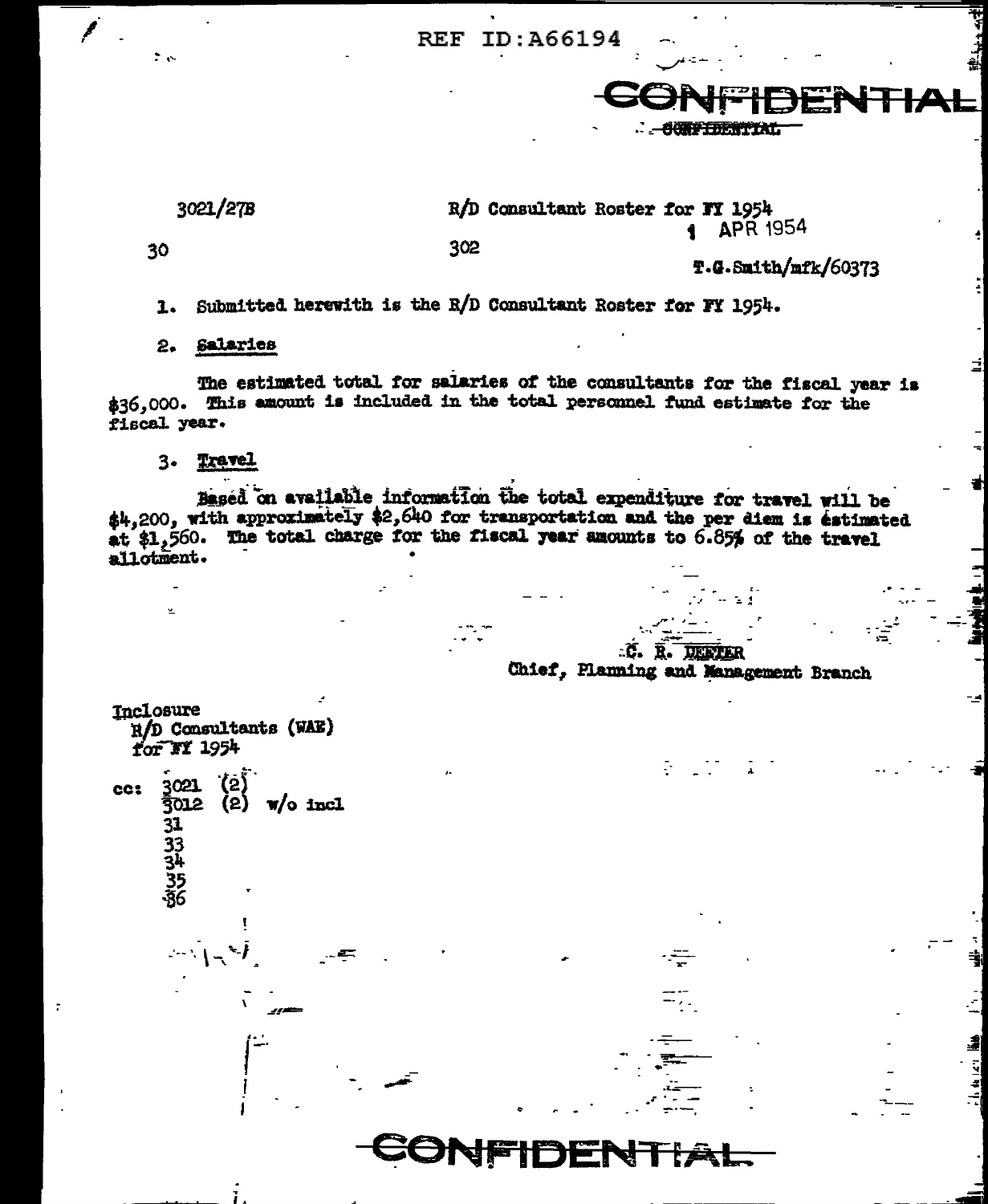REF ID:A66194

CONFIDENTIAL

3021/27B

R/D Consultant Roster for FY 1954

1 APR 1954

30

302

T.G.Smith/mfk/60373

1. Submitted herewith is the R/D Consultant Roster for FY 1954.

2. Salaries

The estimated total for salaries of the consultants for the fiscal year is $36,000. This amount is included in the total personnel fund estimate for the fiscal year.

3. Travel

Based on available information the total expenditure for travel will be $4,200, with approximately $2,640 for transportation and the per diem is estimated at $1,560. The total charge for the fiscal year amounts to 6.85% of the travel allotment.

C. R. DEETER
Chief, Planning and Management Branch

Inclosure
R/D Consultants (WAE)
for FY 1954

cc: 3021 (2)
3012 (2) w/o incl
31
33
34
35
36

CONFIDENTIAL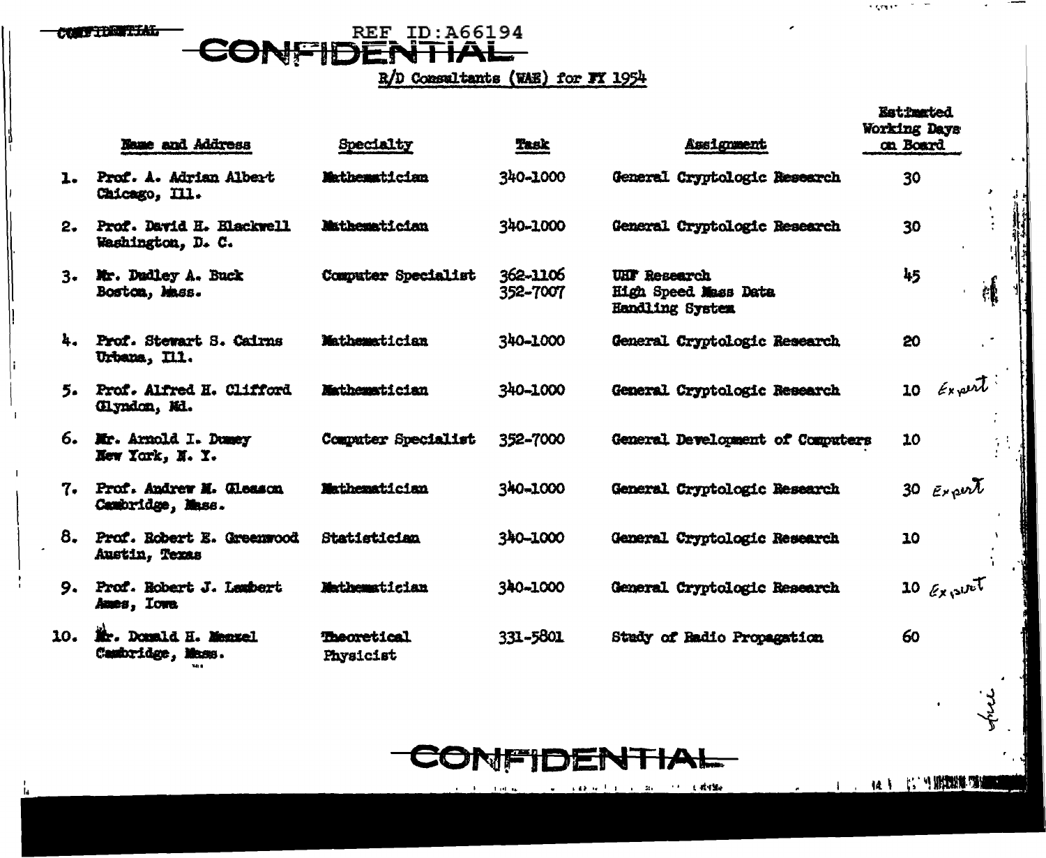CONFIDENTIAL

REF ID:A66194

**CONFIDENTIAL**

R/D Consultants (WAE) for FY 1954

| | Name and Address | Specialty | Task | Assignment | Estimated Working Days on Board |
|---|---|---|---|---|---|
| 1. | Prof. A. Adrian Albert Chicago, Ill. | Mathematician | 340-1000 | General Cryptologic Research | 30 |
| 2. | Prof. David H. Blackwell Washington, D. C. | Mathematician | 340-1000 | General Cryptologic Research | 30 |
| 3. | Mr. Dudley A. Buck Boston, Mass. | Computer Specialist | 362-1106 352-7007 | UHF Research High Speed Mass Data Handling System | 45 |
| 4. | Prof. Stewart S. Cairns Urbana, Ill. | Mathematician | 340-1000 | General Cryptologic Research | 20 |
| 5. | Prof. Alfred H. Clifford Glyndon, Md. | Mathematician | 340-1000 | General Cryptologic Research | 10 *Expert* |
| 6. | Mr. Arnold I. Dumey New York, N. Y. | Computer Specialist | 352-7000 | General Development of Computers | 10 |
| 7. | Prof. Andrew M. Gleason Cambridge, Mass. | Mathematician | 340-1000 | General Cryptologic Research | 30 *Expert* |
| 8. | Prof. Robert E. Greenwood Austin, Texas | Statistician | 340-1000 | General Cryptologic Research | 10 |
| 9. | Prof. Robert J. Lambert Ames, Iowa | Mathematician | 340-1000 | General Cryptologic Research | 10 *Expert* |
| 10. | Mr. Donald H. Menzel Cambridge, Mass. | Theoretical Physicist | 331-5801 | Study of Radio Propagation | 60 |

**CONFIDENTIAL**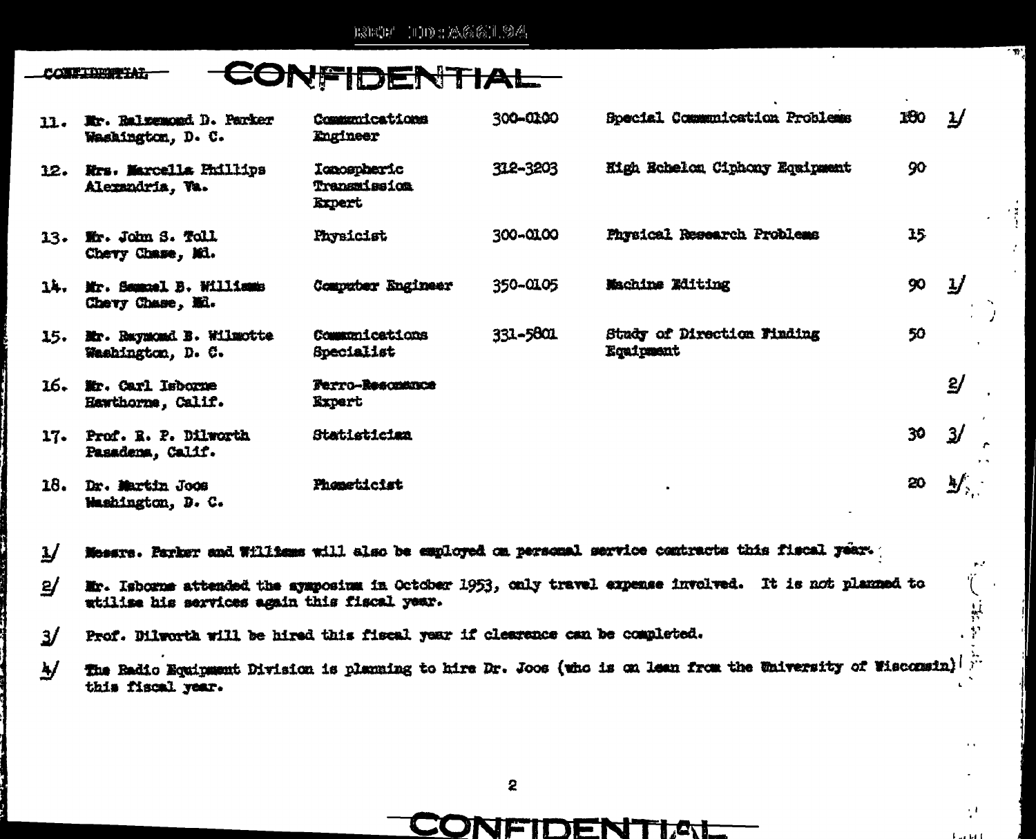CONFIDENTIAL

| | | | | | | |
|---|---|---|---|---|---|---|
| 11. | Mr. Ralzemond D. Parker Washington, D. C. | Communications Engineer | 300-0100 | Special Communication Problems | 180 | 1/ |
| 12. | Mrs. Marcella Phillips Alexandria, Va. | Ionospheric Transmission Expert | 312-3203 | High Echelon Ciphony Equipment | 90 | |
| 13. | Mr. John S. Toll Chevy Chase, Md. | Physicist | 300-0100 | Physical Research Problems | 15 | |
| 14. | Mr. Samuel B. Williams Chevy Chase, Md. | Computer Engineer | 350-0105 | Machine Editing | 90 | 1/ |
| 15. | Mr. Raymond B. Wilmotte Washington, D. C. | Communications Specialist | 331-5801 | Study of Direction Finding Equipment | 50 | |
| 16. | Mr. Carl Isborne Hawthorne, Calif. | Ferro-Resonance Expert | | | | 2/ |
| 17. | Prof. R. P. Dilworth Pasadena, Calif. | Statistician | | | 30 | 3/ |
| 18. | Dr. Martin Joos Washington, D. C. | Phonetician | | | 20 | 4/ |

1/ Messrs. Parker and Williams will also be employed on personal service contracts this fiscal year.

2/ Mr. Isborne attended the symposium in October 1953, only travel expense involved. It is not planned to utilize his services again this fiscal year.

3/ Prof. Dilworth will be hired this fiscal year if clearance can be completed.

4/ The Radio Equipment Division is planning to hire Dr. Joos (who is on loan from the University of Wisconsin) this fiscal year.

CONFIDENTIAL